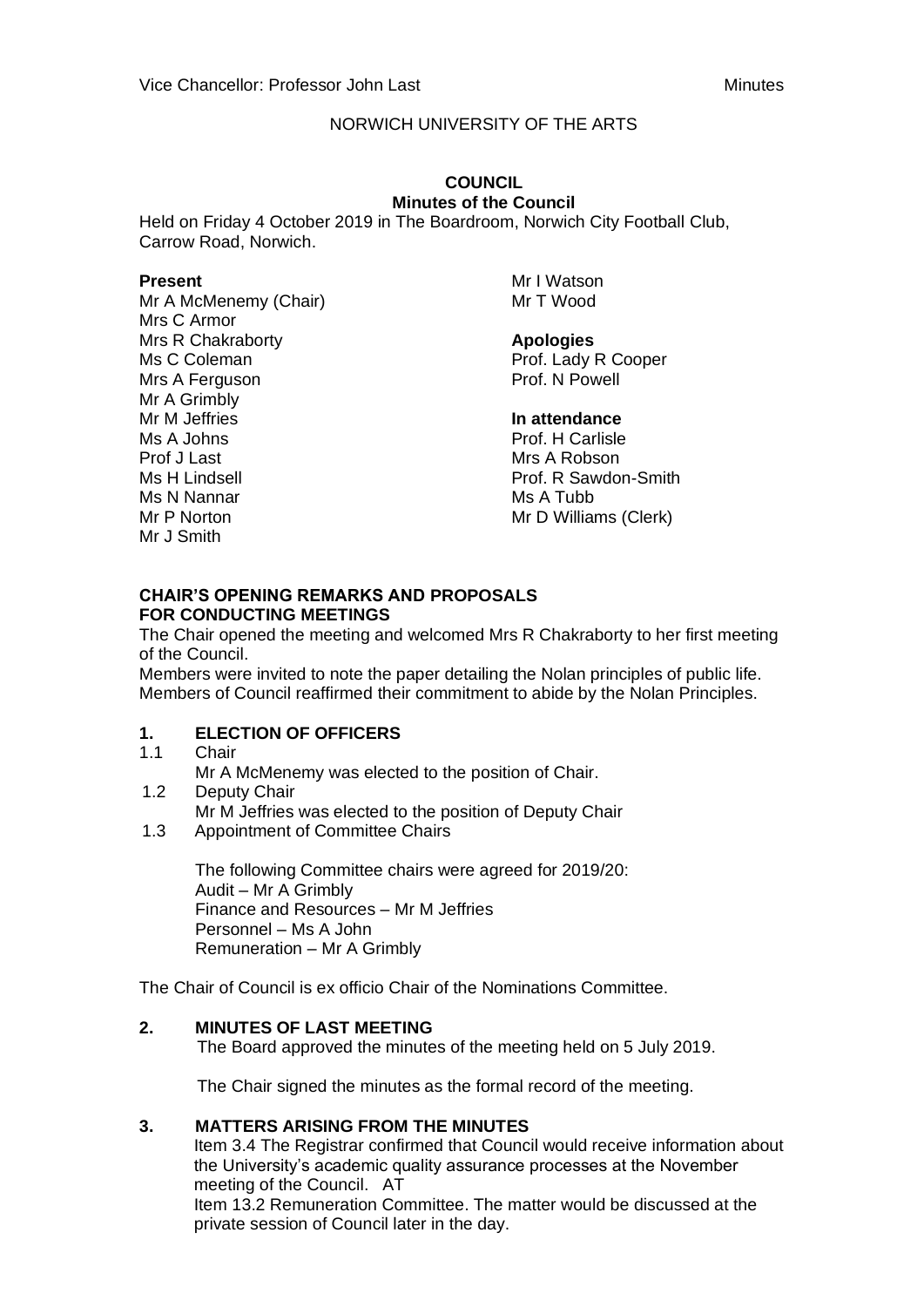Vice Chancellor: Professor John Last Minutes

NORWICH UNIVERSITY OF THE ARTS

# COUNCIL

## Minutes of the Council

Held on Friday 4 October 2019 in The Boardroom, Norwich City Football Club, Carrow Road, Norwich.

**Present**

Mr A McMenemy (Chair)
Mrs C Armor
Mrs R Chakraborty
Ms C Coleman
Mrs A Ferguson
Mr A Grimbly
Mr M Jeffries
Ms A Johns
Prof J Last
Ms H Lindsell
Ms N Nannar
Mr P Norton
Mr J Smith
Mr I Watson
Mr T Wood

**Apologies**

Prof. Lady R Cooper
Prof. N Powell

**In attendance**

Prof. H Carlisle
Mrs A Robson
Prof. R Sawdon-Smith
Ms A Tubb
Mr D Williams (Clerk)

**CHAIR'S OPENING REMARKS AND PROPOSALS FOR CONDUCTING MEETINGS**

The Chair opened the meeting and welcomed Mrs R Chakraborty to her first meeting of the Council.

Members were invited to note the paper detailing the Nolan principles of public life. Members of Council reaffirmed their commitment to abide by the Nolan Principles.

**1. ELECTION OF OFFICERS**

1.1 Chair

Mr A McMenemy was elected to the position of Chair.

1.2 Deputy Chair

Mr M Jeffries was elected to the position of Deputy Chair

1.3 Appointment of Committee Chairs

The following Committee chairs were agreed for 2019/20:
Audit – Mr A Grimbly
Finance and Resources – Mr M Jeffries
Personnel – Ms A John
Remuneration – Mr A Grimbly

The Chair of Council is ex officio Chair of the Nominations Committee.

**2. MINUTES OF LAST MEETING**

The Board approved the minutes of the meeting held on 5 July 2019.

The Chair signed the minutes as the formal record of the meeting.

**3. MATTERS ARISING FROM THE MINUTES**

Item 3.4 The Registrar confirmed that Council would receive information about the University's academic quality assurance processes at the November meeting of the Council. AT

Item 13.2 Remuneration Committee. The matter would be discussed at the private session of Council later in the day.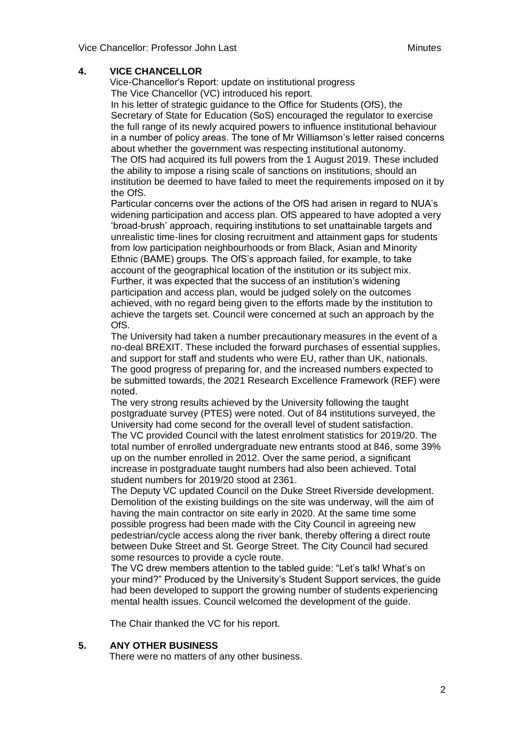## 4. VICE CHANCELLOR

Vice-Chancellor's Report: update on institutional progress

The Vice Chancellor (VC) introduced his report.

In his letter of strategic guidance to the Office for Students (OfS), the Secretary of State for Education (SoS) encouraged the regulator to exercise the full range of its newly acquired powers to influence institutional behaviour in a number of policy areas. The tone of Mr Williamson's letter raised concerns about whether the government was respecting institutional autonomy.

The OfS had acquired its full powers from the 1 August 2019. These included the ability to impose a rising scale of sanctions on institutions, should an institution be deemed to have failed to meet the requirements imposed on it by the OfS.

Particular concerns over the actions of the OfS had arisen in regard to NUA's widening participation and access plan. OfS appeared to have adopted a very 'broad-brush' approach, requiring institutions to set unattainable targets and unrealistic time-lines for closing recruitment and attainment gaps for students from low participation neighbourhoods or from Black, Asian and Minority Ethnic (BAME) groups. The OfS's approach failed, for example, to take account of the geographical location of the institution or its subject mix. Further, it was expected that the success of an institution's widening participation and access plan, would be judged solely on the outcomes achieved, with no regard being given to the efforts made by the institution to achieve the targets set. Council were concerned at such an approach by the OfS.

The University had taken a number precautionary measures in the event of a no-deal BREXIT. These included the forward purchases of essential supplies, and support for staff and students who were EU, rather than UK, nationals.

The good progress of preparing for, and the increased numbers expected to be submitted towards, the 2021 Research Excellence Framework (REF) were noted.

The very strong results achieved by the University following the taught postgraduate survey (PTES) were noted. Out of 84 institutions surveyed, the University had come second for the overall level of student satisfaction.

The VC provided Council with the latest enrolment statistics for 2019/20. The total number of enrolled undergraduate new entrants stood at 846, some 39% up on the number enrolled in 2012. Over the same period, a significant increase in postgraduate taught numbers had also been achieved. Total student numbers for 2019/20 stood at 2361.

The Deputy VC updated Council on the Duke Street Riverside development. Demolition of the existing buildings on the site was underway, will the aim of having the main contractor on site early in 2020. At the same time some possible progress had been made with the City Council in agreeing new pedestrian/cycle access along the river bank, thereby offering a direct route between Duke Street and St. George Street. The City Council had secured some resources to provide a cycle route.

The VC drew members attention to the tabled guide: "Let's talk! What's on your mind?" Produced by the University's Student Support services, the guide had been developed to support the growing number of students experiencing mental health issues. Council welcomed the development of the guide.

The Chair thanked the VC for his report.

## 5. ANY OTHER BUSINESS

There were no matters of any other business.